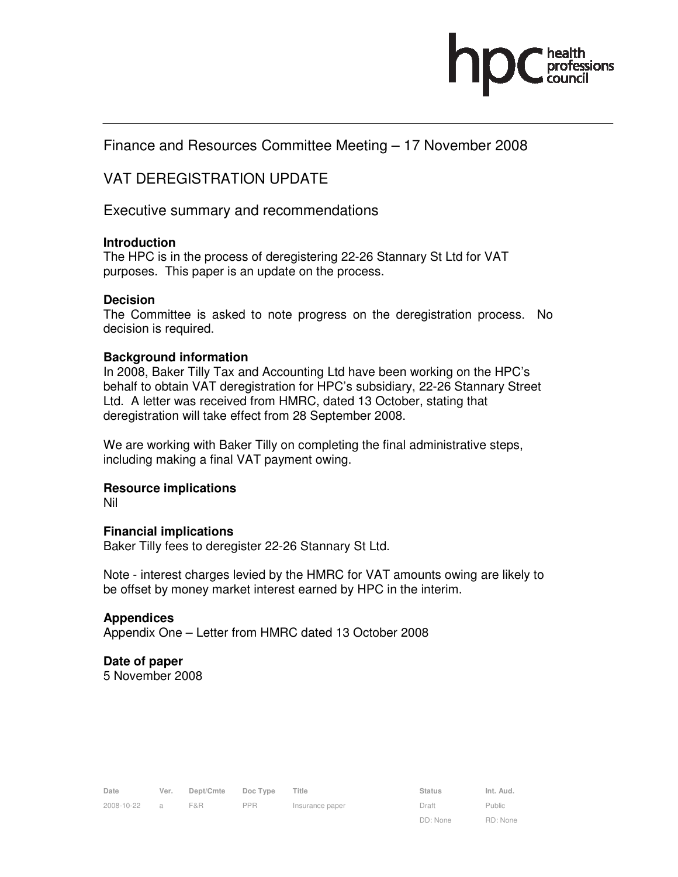Finance and Resources Committee Meeting – 17 November 2008

# VAT DEREGISTRATION UPDATE

## Executive summary and recommendations

### Introduction

The HPC is in the process of deregistering 22-26 Stannary St Ltd for VAT purposes. This paper is an update on the process.

### Decision

The Committee is asked to note progress on the deregistration process. No decision is required.

### Background information

In 2008, Baker Tilly Tax and Accounting Ltd have been working on the HPC's behalf to obtain VAT deregistration for HPC's subsidiary, 22-26 Stannary Street Ltd. A letter was received from HMRC, dated 13 October, stating that deregistration will take effect from 28 September 2008.

We are working with Baker Tilly on completing the final administrative steps, including making a final VAT payment owing.

### Resource implications

Nil

### Financial implications

Baker Tilly fees to deregister 22-26 Stannary St Ltd.

Note - interest charges levied by the HMRC for VAT amounts owing are likely to be offset by money market interest earned by HPC in the interim.

### Appendices

Appendix One – Letter from HMRC dated 13 October 2008

### Date of paper

5 November 2008

| Date | Ver. | Dept/Cmte | Doc Type | Title | Status | Int. Aud. |
|---|---|---|---|---|---|---|
| 2008-10-22 | a | F&R | PPR | Insurance paper | Draft | Public |
| | | | | | DD: None | RD: None |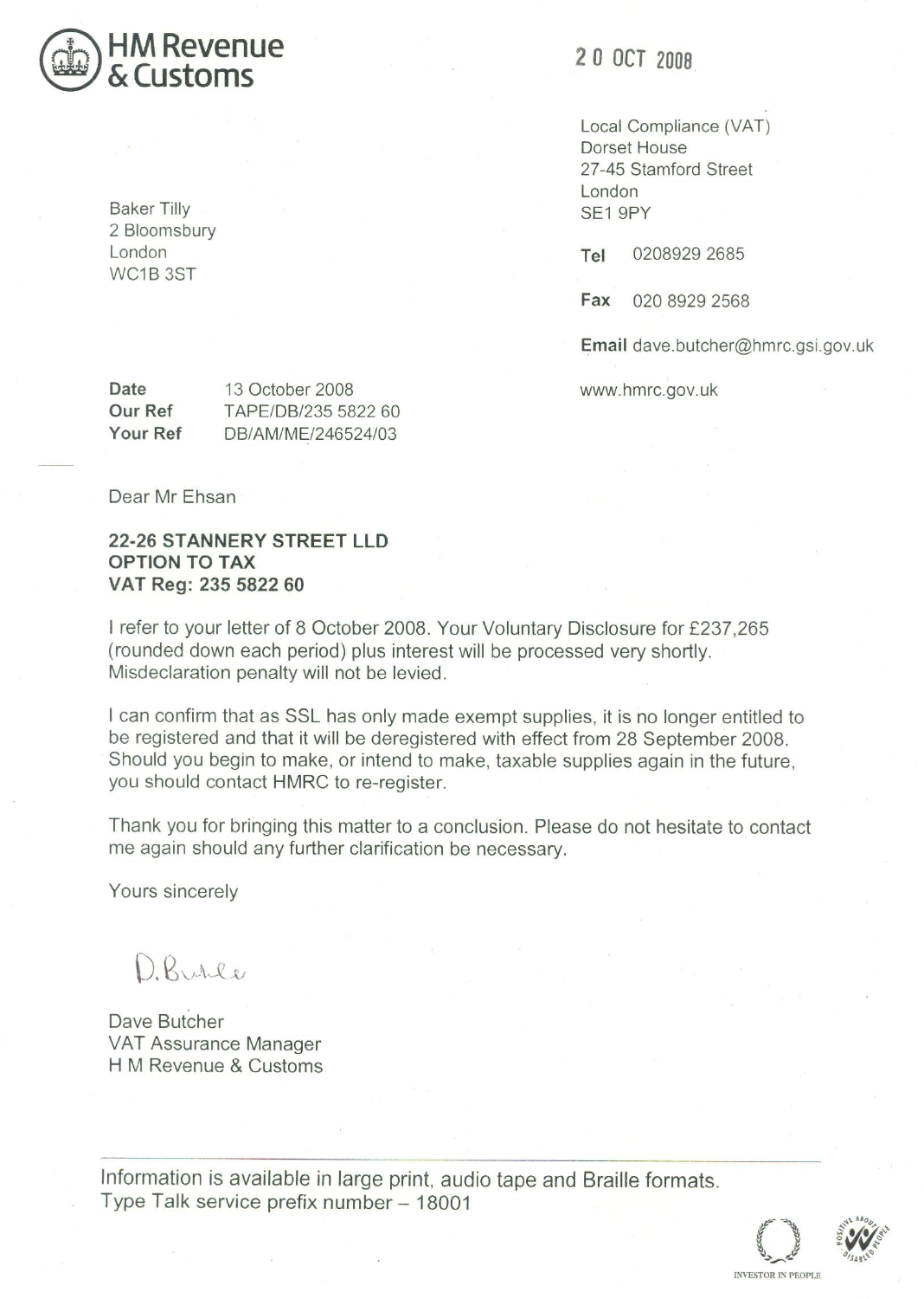HM Revenue & Customs

20 OCT 2008

Local Compliance (VAT)
Dorset House
27-45 Stamford Street
London
SE1 9PY

**Tel** 0208929 2685

**Fax** 020 8929 2568

**Email** dave.butcher@hmrc.gsi.gov.uk

www.hmrc.gov.uk

Baker Tilly
2 Bloomsbury
London
WC1B 3ST

**Date** 13 October 2008
**Our Ref** TAPE/DB/235 5822 60
**Your Ref** DB/AM/ME/246524/03

Dear Mr Ehsan

**22-26 STANNERY STREET LLD**
**OPTION TO TAX**
**VAT Reg: 235 5822 60**

I refer to your letter of 8 October 2008. Your Voluntary Disclosure for £237,265 (rounded down each period) plus interest will be processed very shortly. Misdeclaration penalty will not be levied.

I can confirm that as SSL has only made exempt supplies, it is no longer entitled to be registered and that it will be deregistered with effect from 28 September 2008. Should you begin to make, or intend to make, taxable supplies again in the future, you should contact HMRC to re-register.

Thank you for bringing this matter to a conclusion. Please do not hesitate to contact me again should any further clarification be necessary.

Yours sincerely

D. Butcher

Dave Butcher
VAT Assurance Manager
H M Revenue & Customs

Information is available in large print, audio tape and Braille formats.
Type Talk service prefix number – 18001

INVESTOR IN PEOPLE